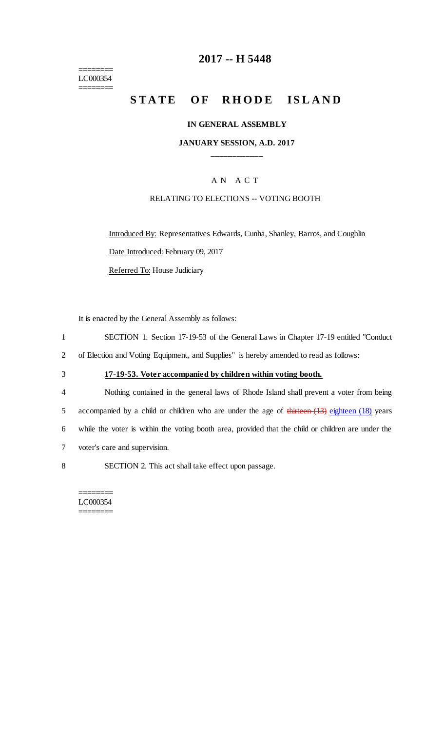========
LC000354
========

# 2017 -- H 5448

## STATE OF RHODE ISLAND

### IN GENERAL ASSEMBLY

### JANUARY SESSION, A.D. 2017

____________

A N A C T

RELATING TO ELECTIONS -- VOTING BOOTH

Introduced By: Representatives Edwards, Cunha, Shanley, Barros, and Coughlin

Date Introduced: February 09, 2017

Referred To: House Judiciary

It is enacted by the General Assembly as follows:

1 SECTION 1. Section 17-19-53 of the General Laws in Chapter 17-19 entitled "Conduct
2 of Election and Voting Equipment, and Supplies" is hereby amended to read as follows:

3 **17-19-53. Voter accompanied by children within voting booth.**

4 Nothing contained in the general laws of Rhode Island shall prevent a voter from being
5 accompanied by a child or children who are under the age of ~~thirteen (13)~~ eighteen (18) years
6 while the voter is within the voting booth area, provided that the child or children are under the
7 voter's care and supervision.

8 SECTION 2. This act shall take effect upon passage.

========
LC000354
========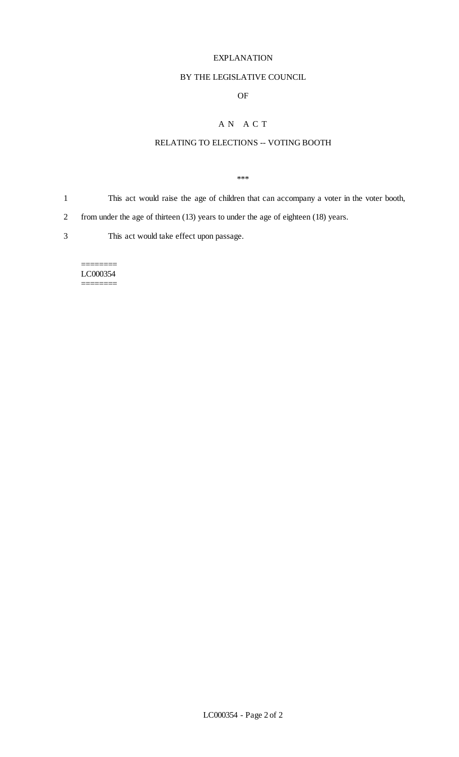EXPLANATION

BY THE LEGISLATIVE COUNCIL

OF

A N A C T

RELATING TO ELECTIONS -- VOTING BOOTH

***

This act would raise the age of children that can accompany a voter in the voter booth, from under the age of thirteen (13) years to under the age of eighteen (18) years.

This act would take effect upon passage.

========
LC000354
========